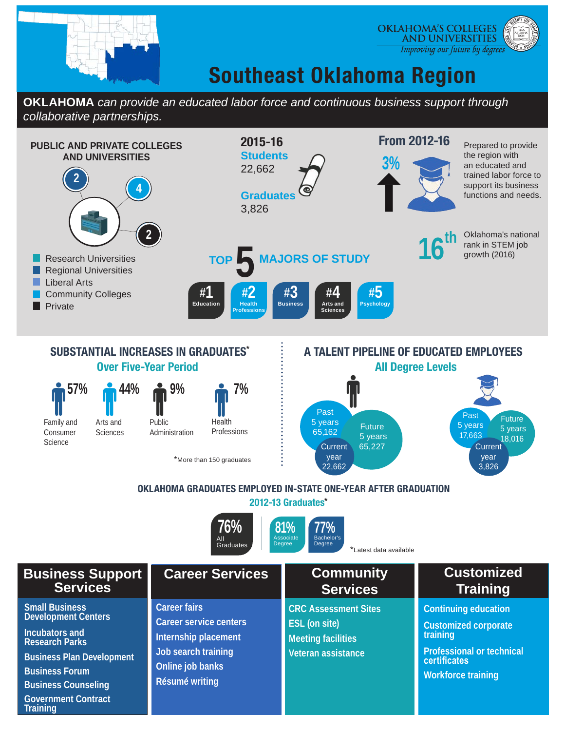OKLAHOMA'S COLLEGES AND UNIVERSITIES

*Improving our future by degrees*

# Southeast Oklahoma Region

**OKLAHOMA** *can provide an educated labor force and continuous business support through collaborative partnerships.*

## PUBLIC AND PRIVATE COLLEGES AND UNIVERSITIES

2 | 4 | 2

- Research Universities
- Regional Universities
- Liberal Arts
- Community Colleges
- Private

## 2015-16

**Students**
22,662

**Graduates**
3,826

## From 2012-16

3%

Prepared to provide the region with an educated and trained labor force to support its business functions and needs.

**16th** Oklahoma's national rank in STEM job growth (2016)

## TOP 5 MAJORS OF STUDY

- #1 Education
- #2 Health Professions
- #3 Business
- #4 Arts and Sciences
- #5 Psychology

## SUBSTANTIAL INCREASES IN GRADUATES*

### Over Five-Year Period

- 57% Family and Consumer Science
- 44% Arts and Sciences
- 9% Public Administration
- 7% Health Professions

*More than 150 graduates

## A TALENT PIPELINE OF EDUCATED EMPLOYEES

### All Degree Levels

| | Past 5 years | Current year | Future 5 years |
|---|---|---|---|
| Students | 65,162 | 22,662 | 65,227 |
| Graduates | 17,663 | 3,826 | 18,016 |

## OKLAHOMA GRADUATES EMPLOYED IN-STATE ONE-YEAR AFTER GRADUATION

### 2012-13 Graduates*

- 76% All Graduates
- 81% Associate Degree
- 77% Bachelor's Degree

*Latest data available

## Business Support Services

- Small Business Development Centers
- Incubators and Research Parks
- Business Plan Development
- Business Forum
- Business Counseling
- Government Contract Training

## Career Services

- Career fairs
- Career service centers
- Internship placement
- Job search training
- Online job banks
- Résumé writing

## Community Services

- CRC Assessment Sites
- ESL (on site)
- Meeting facilities
- Veteran assistance

## Customized Training

- Continuing education
- Customized corporate training
- Professional or technical certificates
- Workforce training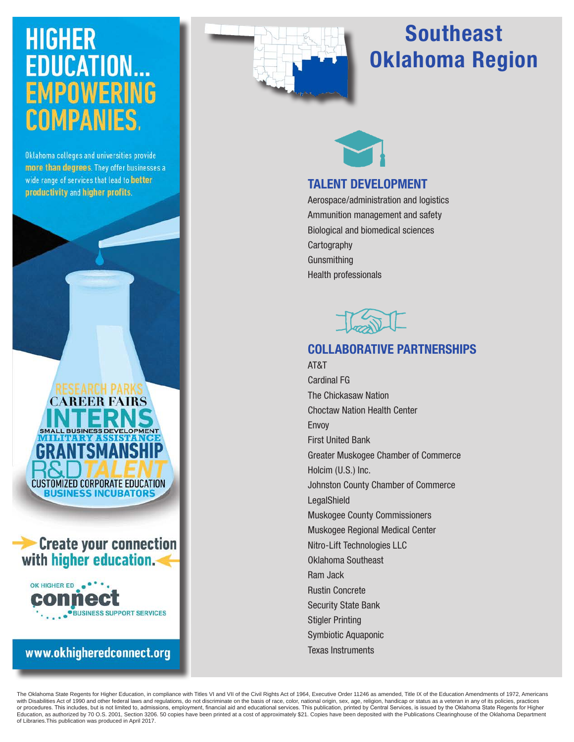# HIGHER EDUCATION... EMPOWERING COMPANIES.

Oklahoma colleges and universities provide **more than degrees**. They offer businesses a wide range of services that lead to **better productivity** and **higher profits**.

RESEARCH PARKS
CAREER FAIRS
INTERNS
SMALL BUSINESS DEVELOPMENT
MILITARY ASSISTANCE
GRANTSMANSHIP
R&D TALENT
CUSTOMIZED CORPORATE EDUCATION
BUSINESS INCUBATORS

**Create your connection with higher education.**

OK HIGHER ED connect BUSINESS SUPPORT SERVICES

www.okhigheredconnect.org

# Southeast Oklahoma Region

## TALENT DEVELOPMENT

- Aerospace/administration and logistics
- Ammunition management and safety
- Biological and biomedical sciences
- Cartography
- Gunsmithing
- Health professionals

## COLLABORATIVE PARTNERSHIPS

- AT&T
- Cardinal FG
- The Chickasaw Nation
- Choctaw Nation Health Center
- Envoy
- First United Bank
- Greater Muskogee Chamber of Commerce
- Holcim (U.S.) Inc.
- Johnston County Chamber of Commerce
- LegalShield
- Muskogee County Commissioners
- Muskogee Regional Medical Center
- Nitro-Lift Technologies LLC
- Oklahoma Southeast
- Ram Jack
- Rustin Concrete
- Security State Bank
- Stigler Printing
- Symbiotic Aquaponic
- Texas Instruments

The Oklahoma State Regents for Higher Education, in compliance with Titles VI and VII of the Civil Rights Act of 1964, Executive Order 11246 as amended, Title IX of the Education Amendments of 1972, Americans with Disabilities Act of 1990 and other federal laws and regulations, do not discriminate on the basis of race, color, national origin, sex, age, religion, handicap or status as a veteran in any of its policies, practices or procedures. This includes, but is not limited to, admissions, employment, financial aid and educational services. This publication, printed by Central Services, is issued by the Oklahoma State Regents for Higher Education, as authorized by 70 O.S. 2001, Section 3206. 50 copies have been printed at a cost of approximately $21. Copies have been deposited with the Publications Clearinghouse of the Oklahoma Department of Libraries.This publication was produced in April 2017.